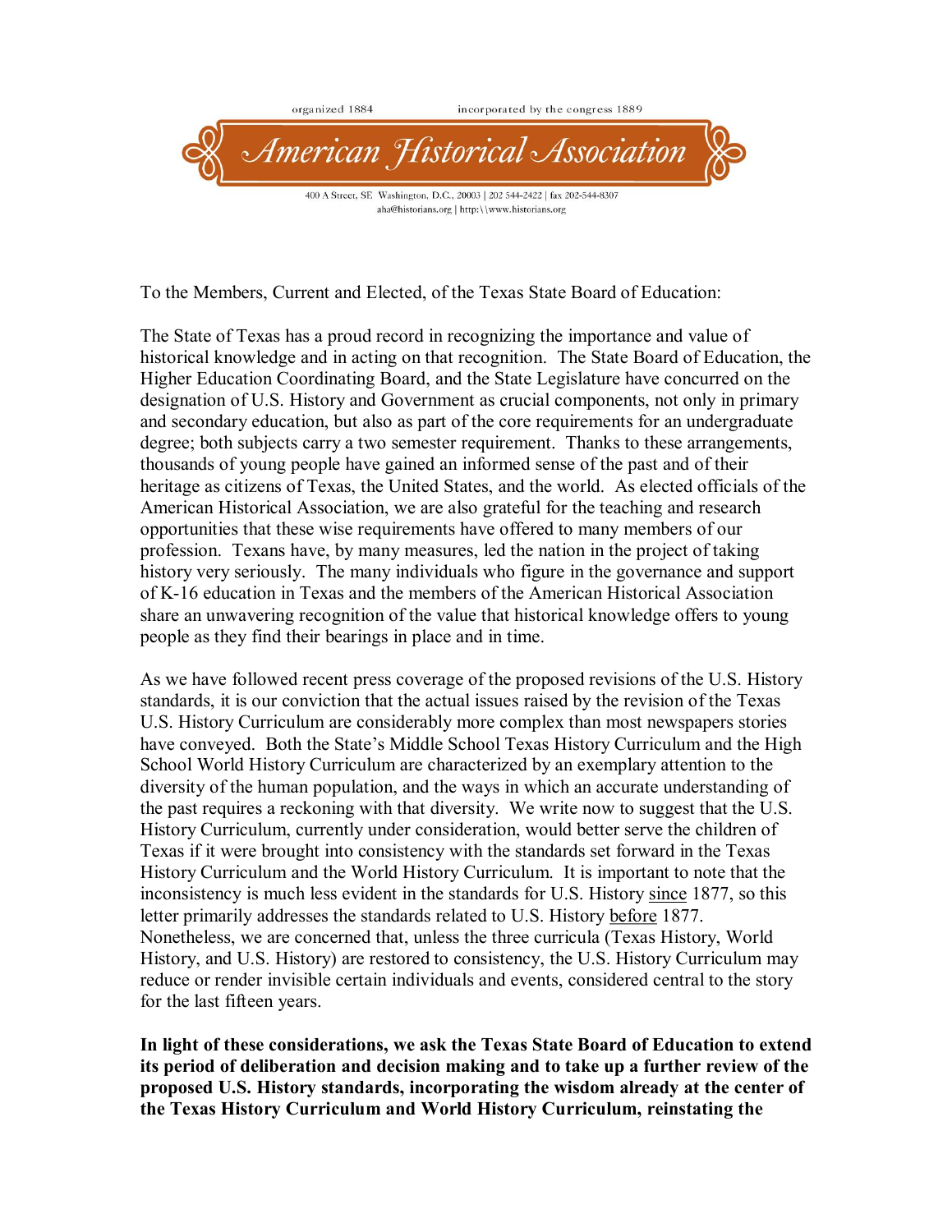organized 1884 incorporated by the congress 1889

# American Historical Association

400 A Street, SE Washington, D.C., 20003 | 202 544-2422 | fax 202-544-8307
aha@historians.org | http:\\www.historians.org

To the Members, Current and Elected, of the Texas State Board of Education:

The State of Texas has a proud record in recognizing the importance and value of historical knowledge and in acting on that recognition. The State Board of Education, the Higher Education Coordinating Board, and the State Legislature have concurred on the designation of U.S. History and Government as crucial components, not only in primary and secondary education, but also as part of the core requirements for an undergraduate degree; both subjects carry a two semester requirement. Thanks to these arrangements, thousands of young people have gained an informed sense of the past and of their heritage as citizens of Texas, the United States, and the world. As elected officials of the American Historical Association, we are also grateful for the teaching and research opportunities that these wise requirements have offered to many members of our profession. Texans have, by many measures, led the nation in the project of taking history very seriously. The many individuals who figure in the governance and support of K-16 education in Texas and the members of the American Historical Association share an unwavering recognition of the value that historical knowledge offers to young people as they find their bearings in place and in time.

As we have followed recent press coverage of the proposed revisions of the U.S. History standards, it is our conviction that the actual issues raised by the revision of the Texas U.S. History Curriculum are considerably more complex than most newspapers stories have conveyed. Both the State's Middle School Texas History Curriculum and the High School World History Curriculum are characterized by an exemplary attention to the diversity of the human population, and the ways in which an accurate understanding of the past requires a reckoning with that diversity. We write now to suggest that the U.S. History Curriculum, currently under consideration, would better serve the children of Texas if it were brought into consistency with the standards set forward in the Texas History Curriculum and the World History Curriculum. It is important to note that the inconsistency is much less evident in the standards for U.S. History since 1877, so this letter primarily addresses the standards related to U.S. History before 1877. Nonetheless, we are concerned that, unless the three curricula (Texas History, World History, and U.S. History) are restored to consistency, the U.S. History Curriculum may reduce or render invisible certain individuals and events, considered central to the story for the last fifteen years.

**In light of these considerations, we ask the Texas State Board of Education to extend its period of deliberation and decision making and to take up a further review of the proposed U.S. History standards, incorporating the wisdom already at the center of the Texas History Curriculum and World History Curriculum, reinstating the**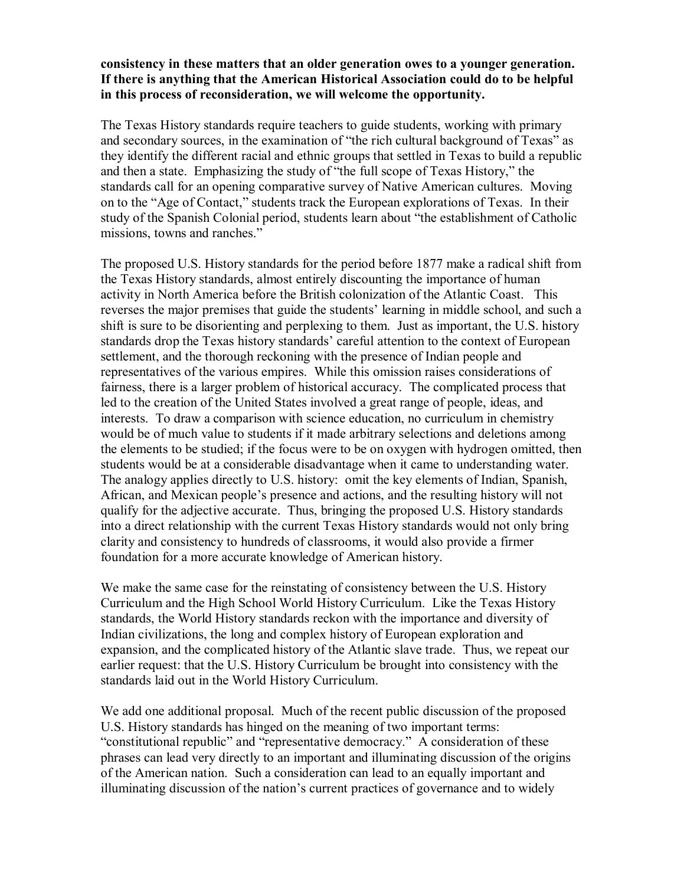**consistency in these matters that an older generation owes to a younger generation. If there is anything that the American Historical Association could do to be helpful in this process of reconsideration, we will welcome the opportunity.**

The Texas History standards require teachers to guide students, working with primary and secondary sources, in the examination of "the rich cultural background of Texas" as they identify the different racial and ethnic groups that settled in Texas to build a republic and then a state. Emphasizing the study of "the full scope of Texas History," the standards call for an opening comparative survey of Native American cultures. Moving on to the "Age of Contact," students track the European explorations of Texas. In their study of the Spanish Colonial period, students learn about "the establishment of Catholic missions, towns and ranches."

The proposed U.S. History standards for the period before 1877 make a radical shift from the Texas History standards, almost entirely discounting the importance of human activity in North America before the British colonization of the Atlantic Coast. This reverses the major premises that guide the students' learning in middle school, and such a shift is sure to be disorienting and perplexing to them. Just as important, the U.S. history standards drop the Texas history standards' careful attention to the context of European settlement, and the thorough reckoning with the presence of Indian people and representatives of the various empires. While this omission raises considerations of fairness, there is a larger problem of historical accuracy. The complicated process that led to the creation of the United States involved a great range of people, ideas, and interests. To draw a comparison with science education, no curriculum in chemistry would be of much value to students if it made arbitrary selections and deletions among the elements to be studied; if the focus were to be on oxygen with hydrogen omitted, then students would be at a considerable disadvantage when it came to understanding water. The analogy applies directly to U.S. history: omit the key elements of Indian, Spanish, African, and Mexican people's presence and actions, and the resulting history will not qualify for the adjective accurate. Thus, bringing the proposed U.S. History standards into a direct relationship with the current Texas History standards would not only bring clarity and consistency to hundreds of classrooms, it would also provide a firmer foundation for a more accurate knowledge of American history.

We make the same case for the reinstating of consistency between the U.S. History Curriculum and the High School World History Curriculum. Like the Texas History standards, the World History standards reckon with the importance and diversity of Indian civilizations, the long and complex history of European exploration and expansion, and the complicated history of the Atlantic slave trade. Thus, we repeat our earlier request: that the U.S. History Curriculum be brought into consistency with the standards laid out in the World History Curriculum.

We add one additional proposal. Much of the recent public discussion of the proposed U.S. History standards has hinged on the meaning of two important terms: "constitutional republic" and "representative democracy." A consideration of these phrases can lead very directly to an important and illuminating discussion of the origins of the American nation. Such a consideration can lead to an equally important and illuminating discussion of the nation's current practices of governance and to widely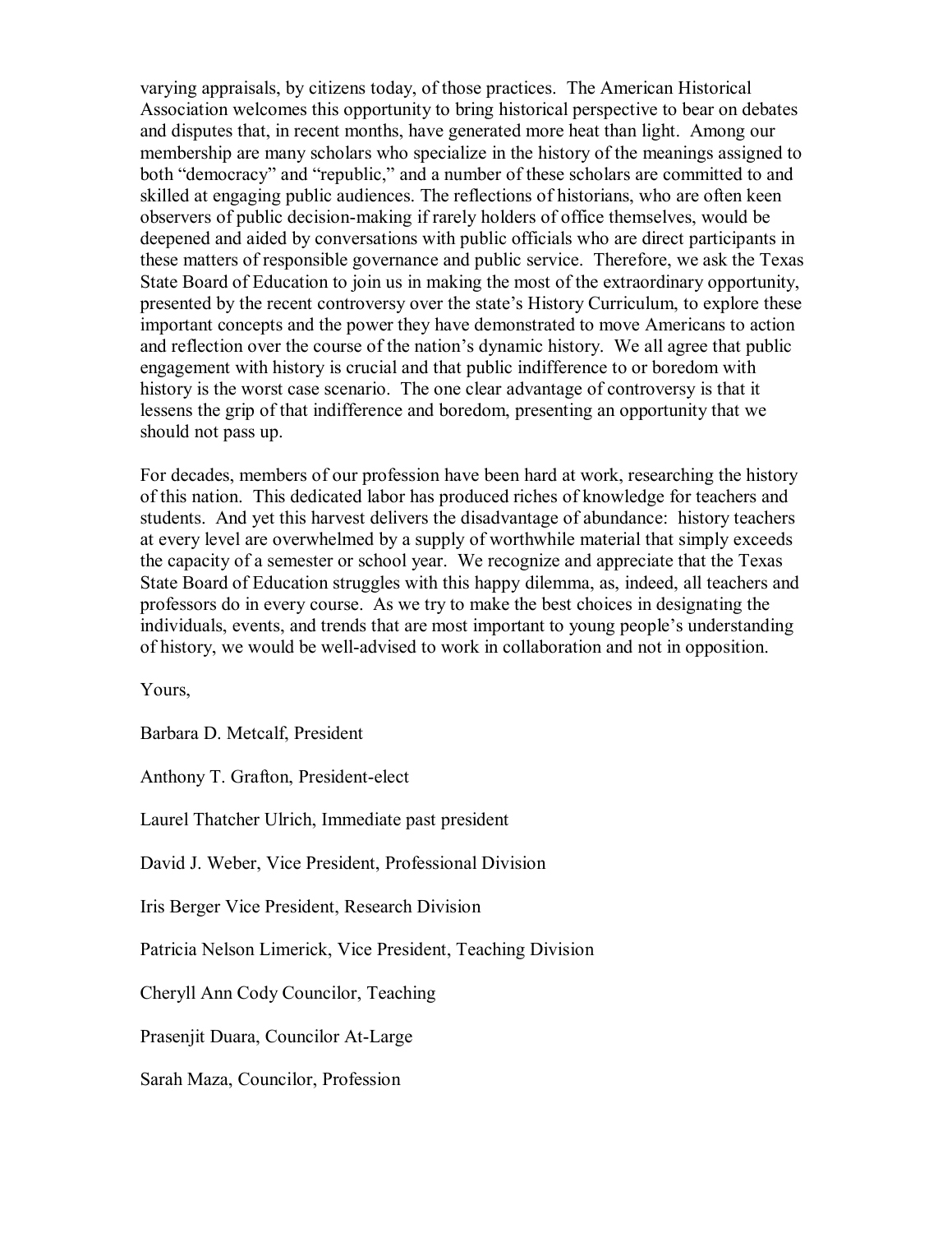varying appraisals, by citizens today, of those practices. The American Historical Association welcomes this opportunity to bring historical perspective to bear on debates and disputes that, in recent months, have generated more heat than light. Among our membership are many scholars who specialize in the history of the meanings assigned to both "democracy" and "republic," and a number of these scholars are committed to and skilled at engaging public audiences. The reflections of historians, who are often keen observers of public decision-making if rarely holders of office themselves, would be deepened and aided by conversations with public officials who are direct participants in these matters of responsible governance and public service. Therefore, we ask the Texas State Board of Education to join us in making the most of the extraordinary opportunity, presented by the recent controversy over the state's History Curriculum, to explore these important concepts and the power they have demonstrated to move Americans to action and reflection over the course of the nation's dynamic history. We all agree that public engagement with history is crucial and that public indifference to or boredom with history is the worst case scenario. The one clear advantage of controversy is that it lessens the grip of that indifference and boredom, presenting an opportunity that we should not pass up.

For decades, members of our profession have been hard at work, researching the history of this nation. This dedicated labor has produced riches of knowledge for teachers and students. And yet this harvest delivers the disadvantage of abundance: history teachers at every level are overwhelmed by a supply of worthwhile material that simply exceeds the capacity of a semester or school year. We recognize and appreciate that the Texas State Board of Education struggles with this happy dilemma, as, indeed, all teachers and professors do in every course. As we try to make the best choices in designating the individuals, events, and trends that are most important to young people's understanding of history, we would be well-advised to work in collaboration and not in opposition.

Yours,

Barbara D. Metcalf, President

Anthony T. Grafton, President-elect

Laurel Thatcher Ulrich, Immediate past president

David J. Weber, Vice President, Professional Division

Iris Berger Vice President, Research Division

Patricia Nelson Limerick, Vice President, Teaching Division

Cheryll Ann Cody Councilor, Teaching

Prasenjit Duara, Councilor At-Large

Sarah Maza, Councilor, Profession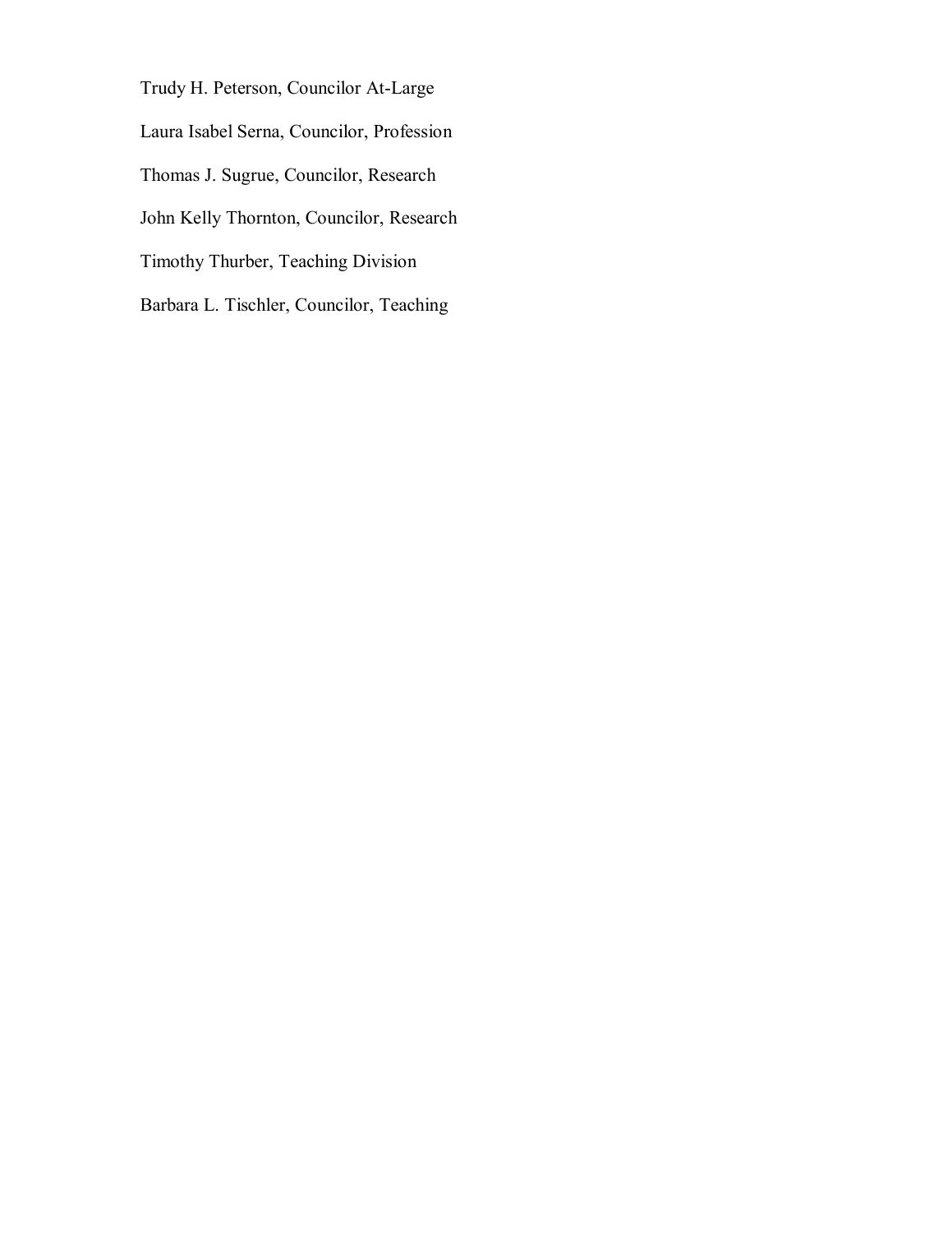Trudy H. Peterson, Councilor At-Large

Laura Isabel Serna, Councilor, Profession

Thomas J. Sugrue, Councilor, Research

John Kelly Thornton, Councilor, Research

Timothy Thurber, Teaching Division

Barbara L. Tischler, Councilor, Teaching